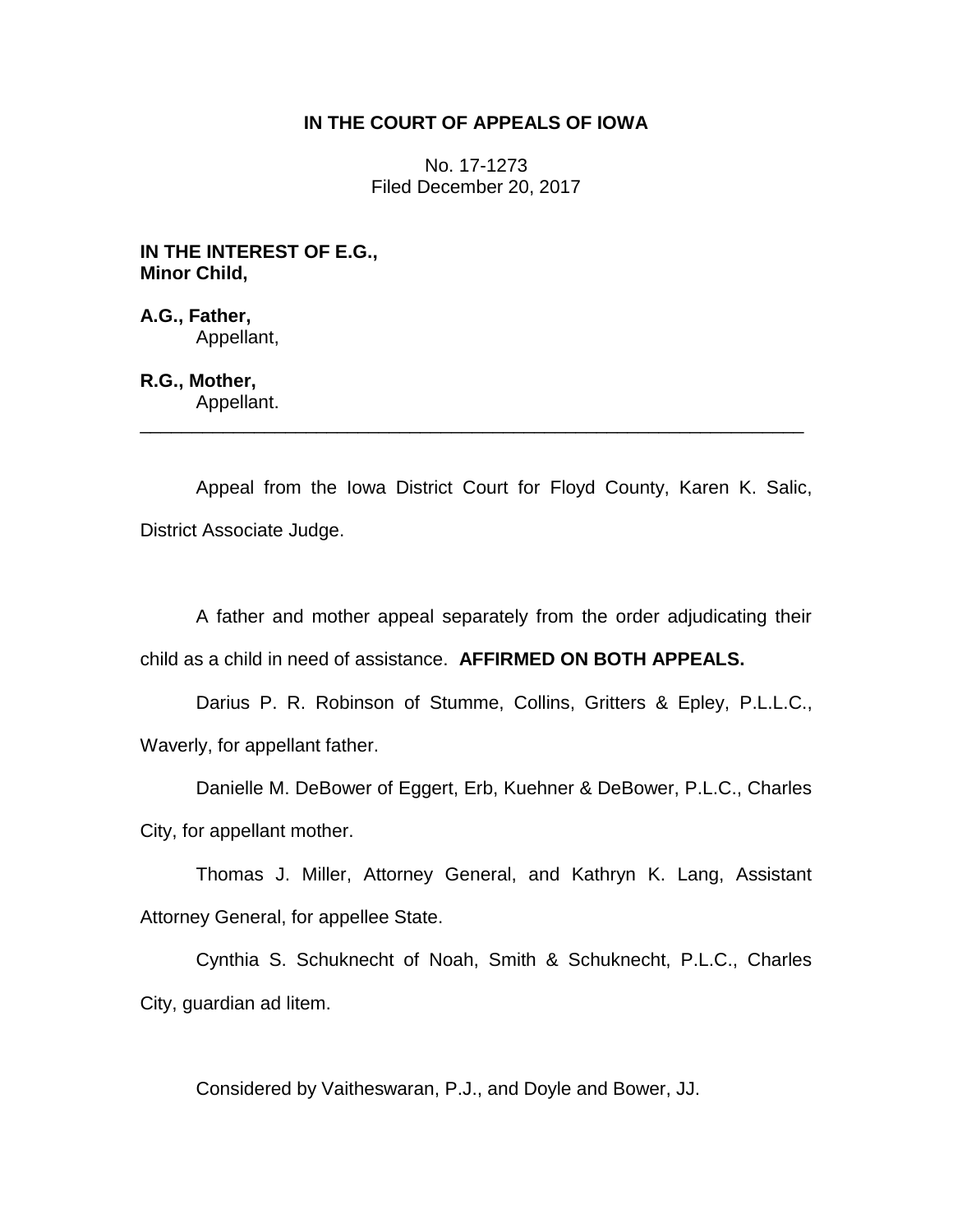**IN THE COURT OF APPEALS OF IOWA**

No. 17-1273
Filed December 20, 2017

**IN THE INTEREST OF E.G., Minor Child,**

**A.G., Father,**
Appellant,

**R.G., Mother,**
Appellant.

---

Appeal from the Iowa District Court for Floyd County, Karen K. Salic, District Associate Judge.

A father and mother appeal separately from the order adjudicating their child as a child in need of assistance. **AFFIRMED ON BOTH APPEALS.**

Darius P. R. Robinson of Stumme, Collins, Gritters & Epley, P.L.L.C., Waverly, for appellant father.

Danielle M. DeBower of Eggert, Erb, Kuehner & DeBower, P.L.C., Charles City, for appellant mother.

Thomas J. Miller, Attorney General, and Kathryn K. Lang, Assistant Attorney General, for appellee State.

Cynthia S. Schuknecht of Noah, Smith & Schuknecht, P.L.C., Charles City, guardian ad litem.

Considered by Vaitheswaran, P.J., and Doyle and Bower, JJ.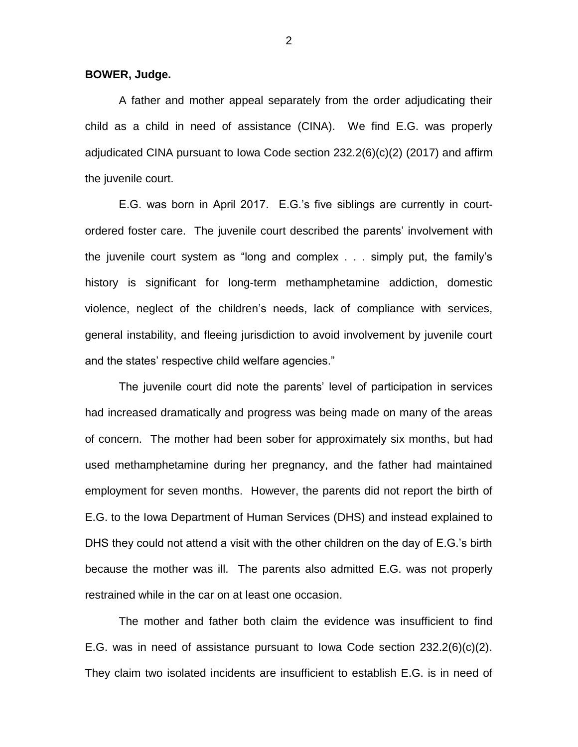**BOWER, Judge.**

A father and mother appeal separately from the order adjudicating their child as a child in need of assistance (CINA). We find E.G. was properly adjudicated CINA pursuant to Iowa Code section 232.2(6)(c)(2) (2017) and affirm the juvenile court.

E.G. was born in April 2017. E.G.'s five siblings are currently in court-ordered foster care. The juvenile court described the parents' involvement with the juvenile court system as "long and complex . . . simply put, the family's history is significant for long-term methamphetamine addiction, domestic violence, neglect of the children's needs, lack of compliance with services, general instability, and fleeing jurisdiction to avoid involvement by juvenile court and the states' respective child welfare agencies."

The juvenile court did note the parents' level of participation in services had increased dramatically and progress was being made on many of the areas of concern. The mother had been sober for approximately six months, but had used methamphetamine during her pregnancy, and the father had maintained employment for seven months. However, the parents did not report the birth of E.G. to the Iowa Department of Human Services (DHS) and instead explained to DHS they could not attend a visit with the other children on the day of E.G.'s birth because the mother was ill. The parents also admitted E.G. was not properly restrained while in the car on at least one occasion.

The mother and father both claim the evidence was insufficient to find E.G. was in need of assistance pursuant to Iowa Code section 232.2(6)(c)(2). They claim two isolated incidents are insufficient to establish E.G. is in need of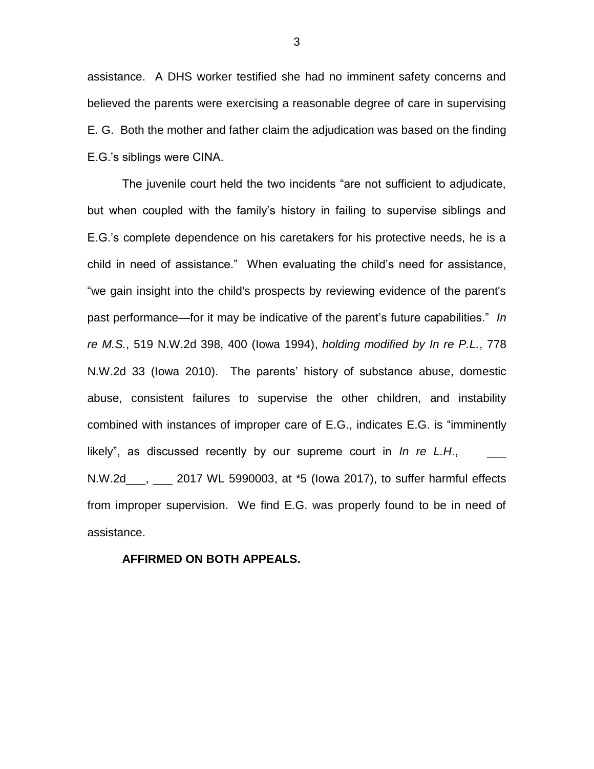assistance. A DHS worker testified she had no imminent safety concerns and believed the parents were exercising a reasonable degree of care in supervising E. G. Both the mother and father claim the adjudication was based on the finding E.G.'s siblings were CINA.

The juvenile court held the two incidents "are not sufficient to adjudicate, but when coupled with the family's history in failing to supervise siblings and E.G.'s complete dependence on his caretakers for his protective needs, he is a child in need of assistance." When evaluating the child's need for assistance, "we gain insight into the child's prospects by reviewing evidence of the parent's past performance—for it may be indicative of the parent's future capabilities." *In re M.S.*, 519 N.W.2d 398, 400 (Iowa 1994), *holding modified by In re P.L.*, 778 N.W.2d 33 (Iowa 2010). The parents' history of substance abuse, domestic abuse, consistent failures to supervise the other children, and instability combined with instances of improper care of E.G., indicates E.G. is "imminently likely", as discussed recently by our supreme court in *In re L.H.*, ___ N.W.2d___, ___ 2017 WL 5990003, at *5 (Iowa 2017), to suffer harmful effects from improper supervision. We find E.G. was properly found to be in need of assistance.

**AFFIRMED ON BOTH APPEALS.**